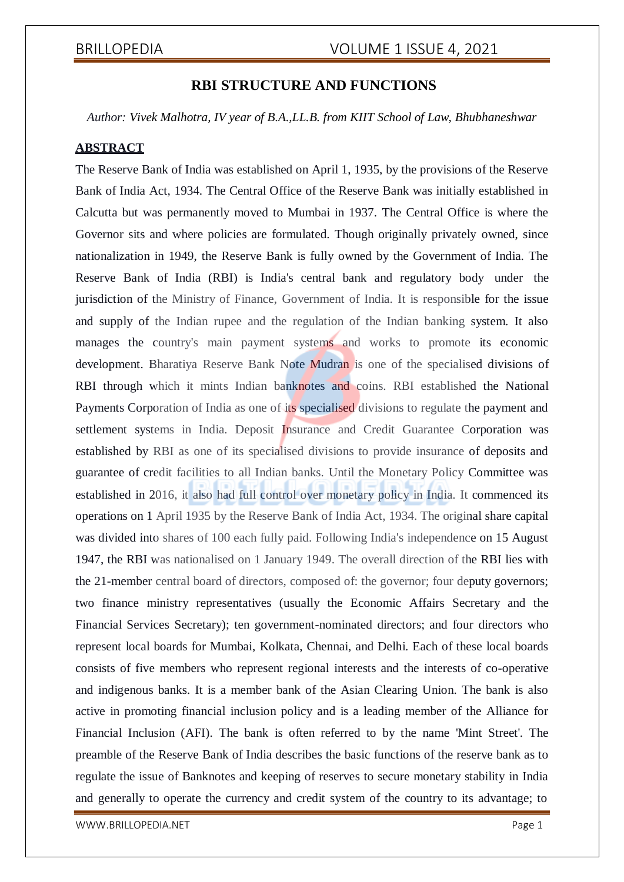# RBI STRUCTURE AND FUNCTIONS

*Author: Vivek Malhotra, IV year of B.A.,LL.B. from KIIT School of Law, Bhubhaneshwar*

## ABSTRACT

The Reserve Bank of India was established on April 1, 1935, by the provisions of the Reserve Bank of India Act, 1934. The Central Office of the Reserve Bank was initially established in Calcutta but was permanently moved to Mumbai in 1937. The Central Office is where the Governor sits and where policies are formulated. Though originally privately owned, since nationalization in 1949, the Reserve Bank is fully owned by the Government of India. The Reserve Bank of India (RBI) is India's central bank and regulatory body under the jurisdiction of the Ministry of Finance, Government of India. It is responsible for the issue and supply of the Indian rupee and the regulation of the Indian banking system. It also manages the country's main payment systems and works to promote its economic development. Bharatiya Reserve Bank Note Mudran is one of the specialised divisions of RBI through which it mints Indian banknotes and coins. RBI established the National Payments Corporation of India as one of its specialised divisions to regulate the payment and settlement systems in India. Deposit Insurance and Credit Guarantee Corporation was established by RBI as one of its specialised divisions to provide insurance of deposits and guarantee of credit facilities to all Indian banks. Until the Monetary Policy Committee was established in 2016, it also had full control over monetary policy in India. It commenced its operations on 1 April 1935 by the Reserve Bank of India Act, 1934. The original share capital was divided into shares of 100 each fully paid. Following India's independence on 15 August 1947, the RBI was nationalised on 1 January 1949. The overall direction of the RBI lies with the 21-member central board of directors, composed of: the governor; four deputy governors; two finance ministry representatives (usually the Economic Affairs Secretary and the Financial Services Secretary); ten government-nominated directors; and four directors who represent local boards for Mumbai, Kolkata, Chennai, and Delhi. Each of these local boards consists of five members who represent regional interests and the interests of co-operative and indigenous banks. It is a member bank of the Asian Clearing Union. The bank is also active in promoting financial inclusion policy and is a leading member of the Alliance for Financial Inclusion (AFI). The bank is often referred to by the name 'Mint Street'. The preamble of the Reserve Bank of India describes the basic functions of the reserve bank as to regulate the issue of Banknotes and keeping of reserves to secure monetary stability in India and generally to operate the currency and credit system of the country to its advantage; to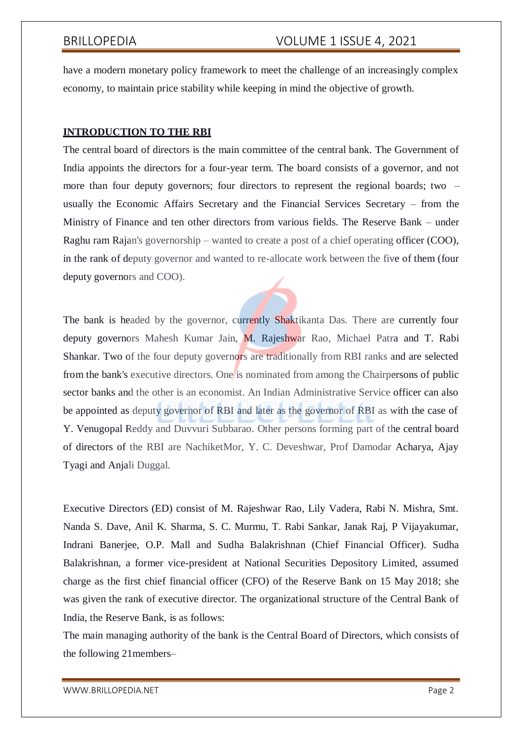have a modern monetary policy framework to meet the challenge of an increasingly complex economy, to maintain price stability while keeping in mind the objective of growth.

## INTRODUCTION TO THE RBI

The central board of directors is the main committee of the central bank. The Government of India appoints the directors for a four-year term. The board consists of a governor, and not more than four deputy governors; four directors to represent the regional boards; two – usually the Economic Affairs Secretary and the Financial Services Secretary – from the Ministry of Finance and ten other directors from various fields. The Reserve Bank – under Raghu ram Rajan's governorship – wanted to create a post of a chief operating officer (COO), in the rank of deputy governor and wanted to re-allocate work between the five of them (four deputy governors and COO).

The bank is headed by the governor, currently Shaktikanta Das. There are currently four deputy governors Mahesh Kumar Jain, M. Rajeshwar Rao, Michael Patra and T. Rabi Shankar. Two of the four deputy governors are traditionally from RBI ranks and are selected from the bank's executive directors. One is nominated from among the Chairpersons of public sector banks and the other is an economist. An Indian Administrative Service officer can also be appointed as deputy governor of RBI and later as the governor of RBI as with the case of Y. Venugopal Reddy and Duvvuri Subbarao. Other persons forming part of the central board of directors of the RBI are NachiketMor, Y. C. Deveshwar, Prof Damodar Acharya, Ajay Tyagi and Anjali Duggal.

Executive Directors (ED) consist of M. Rajeshwar Rao, Lily Vadera, Rabi N. Mishra, Smt. Nanda S. Dave, Anil K. Sharma, S. C. Murmu, T. Rabi Sankar, Janak Raj, P Vijayakumar, Indrani Banerjee, O.P. Mall and Sudha Balakrishnan (Chief Financial Officer). Sudha Balakrishnan, a former vice-president at National Securities Depository Limited, assumed charge as the first chief financial officer (CFO) of the Reserve Bank on 15 May 2018; she was given the rank of executive director. The organizational structure of the Central Bank of India, the Reserve Bank, is as follows:

The main managing authority of the bank is the Central Board of Directors, which consists of the following 21members–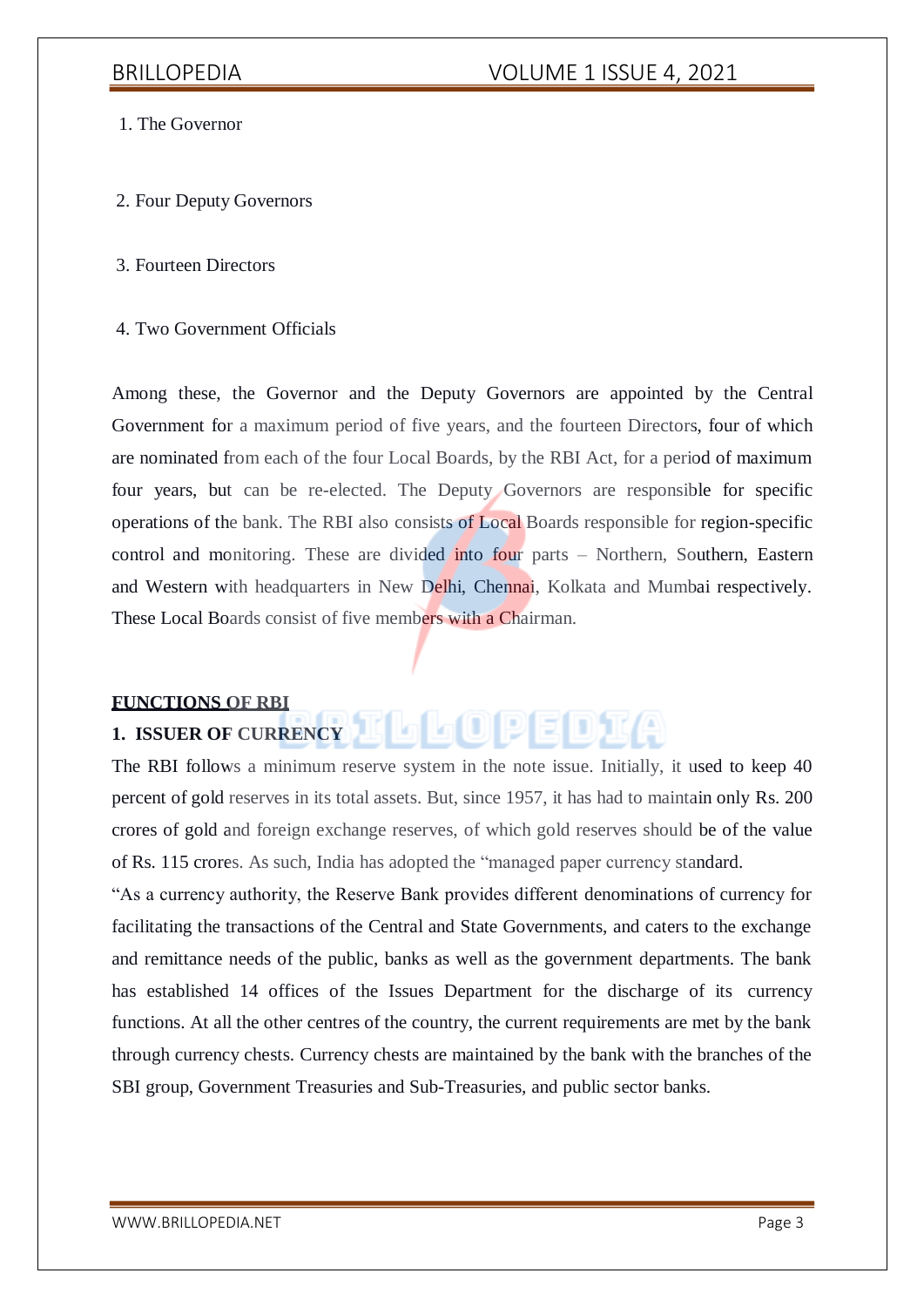1. The Governor
2. Four Deputy Governors
3. Fourteen Directors
4. Two Government Officials

Among these, the Governor and the Deputy Governors are appointed by the Central Government for a maximum period of five years, and the fourteen Directors, four of which are nominated from each of the four Local Boards, by the RBI Act, for a period of maximum four years, but can be re-elected. The Deputy Governors are responsible for specific operations of the bank. The RBI also consists of Local Boards responsible for region-specific control and monitoring. These are divided into four parts – Northern, Southern, Eastern and Western with headquarters in New Delhi, Chennai, Kolkata and Mumbai respectively. These Local Boards consist of five members with a Chairman.

## FUNCTIONS OF RBI

### 1. ISSUER OF CURRENCY

The RBI follows a minimum reserve system in the note issue. Initially, it used to keep 40 percent of gold reserves in its total assets. But, since 1957, it has had to maintain only Rs. 200 crores of gold and foreign exchange reserves, of which gold reserves should be of the value of Rs. 115 crores. As such, India has adopted the "managed paper currency standard.

"As a currency authority, the Reserve Bank provides different denominations of currency for facilitating the transactions of the Central and State Governments, and caters to the exchange and remittance needs of the public, banks as well as the government departments. The bank has established 14 offices of the Issues Department for the discharge of its currency functions. At all the other centres of the country, the current requirements are met by the bank through currency chests. Currency chests are maintained by the bank with the branches of the SBI group, Government Treasuries and Sub-Treasuries, and public sector banks.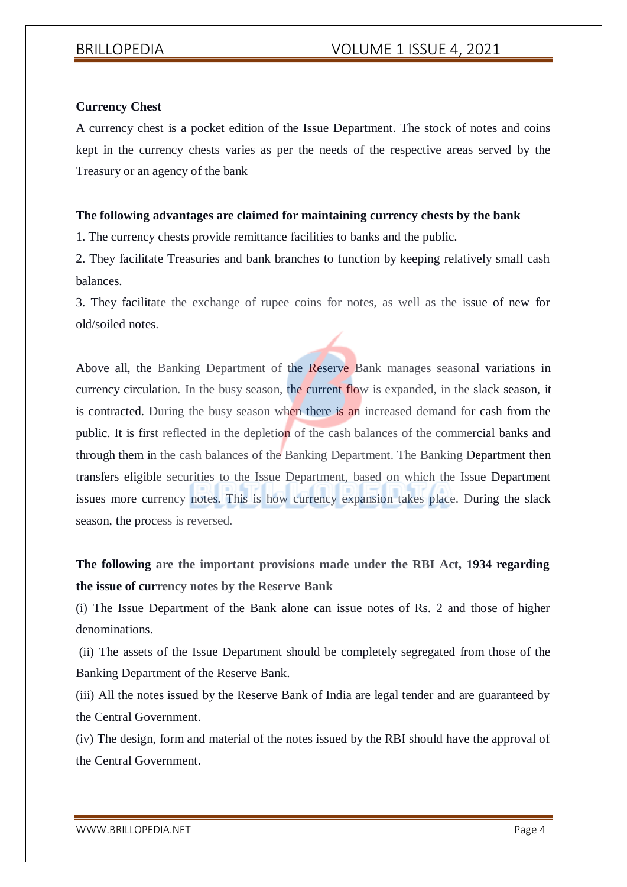**Currency Chest**

A currency chest is a pocket edition of the Issue Department. The stock of notes and coins kept in the currency chests varies as per the needs of the respective areas served by the Treasury or an agency of the bank

**The following advantages are claimed for maintaining currency chests by the bank**

1. The currency chests provide remittance facilities to banks and the public.
2. They facilitate Treasuries and bank branches to function by keeping relatively small cash balances.
3. They facilitate the exchange of rupee coins for notes, as well as the issue of new for old/soiled notes.

Above all, the Banking Department of the Reserve Bank manages seasonal variations in currency circulation. In the busy season, the current flow is expanded, in the slack season, it is contracted. During the busy season when there is an increased demand for cash from the public. It is first reflected in the depletion of the cash balances of the commercial banks and through them in the cash balances of the Banking Department. The Banking Department then transfers eligible securities to the Issue Department, based on which the Issue Department issues more currency notes. This is how currency expansion takes place. During the slack season, the process is reversed.

**The following are the important provisions made under the RBI Act, 1934 regarding the issue of currency notes by the Reserve Bank**

(i) The Issue Department of the Bank alone can issue notes of Rs. 2 and those of higher denominations.

(ii) The assets of the Issue Department should be completely segregated from those of the Banking Department of the Reserve Bank.

(iii) All the notes issued by the Reserve Bank of India are legal tender and are guaranteed by the Central Government.

(iv) The design, form and material of the notes issued by the RBI should have the approval of the Central Government.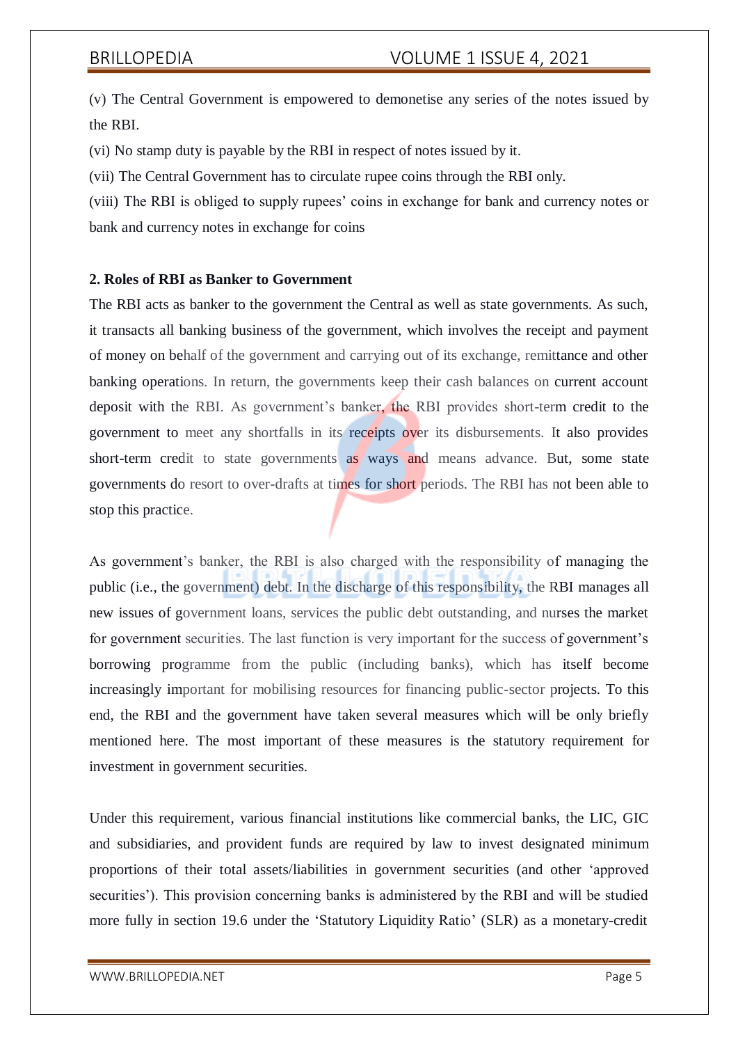(v) The Central Government is empowered to demonetise any series of the notes issued by the RBI.

(vi) No stamp duty is payable by the RBI in respect of notes issued by it.

(vii) The Central Government has to circulate rupee coins through the RBI only.

(viii) The RBI is obliged to supply rupees' coins in exchange for bank and currency notes or bank and currency notes in exchange for coins

**2. Roles of RBI as Banker to Government**

The RBI acts as banker to the government the Central as well as state governments. As such, it transacts all banking business of the government, which involves the receipt and payment of money on behalf of the government and carrying out of its exchange, remittance and other banking operations. In return, the governments keep their cash balances on current account deposit with the RBI. As government's banker, the RBI provides short-term credit to the government to meet any shortfalls in its receipts over its disbursements. It also provides short-term credit to state governments as ways and means advance. But, some state governments do resort to over-drafts at times for short periods. The RBI has not been able to stop this practice.

As government's banker, the RBI is also charged with the responsibility of managing the public (i.e., the government) debt. In the discharge of this responsibility, the RBI manages all new issues of government loans, services the public debt outstanding, and nurses the market for government securities. The last function is very important for the success of government's borrowing programme from the public (including banks), which has itself become increasingly important for mobilising resources for financing public-sector projects. To this end, the RBI and the government have taken several measures which will be only briefly mentioned here. The most important of these measures is the statutory requirement for investment in government securities.

Under this requirement, various financial institutions like commercial banks, the LIC, GIC and subsidiaries, and provident funds are required by law to invest designated minimum proportions of their total assets/liabilities in government securities (and other 'approved securities'). This provision concerning banks is administered by the RBI and will be studied more fully in section 19.6 under the 'Statutory Liquidity Ratio' (SLR) as a monetary-credit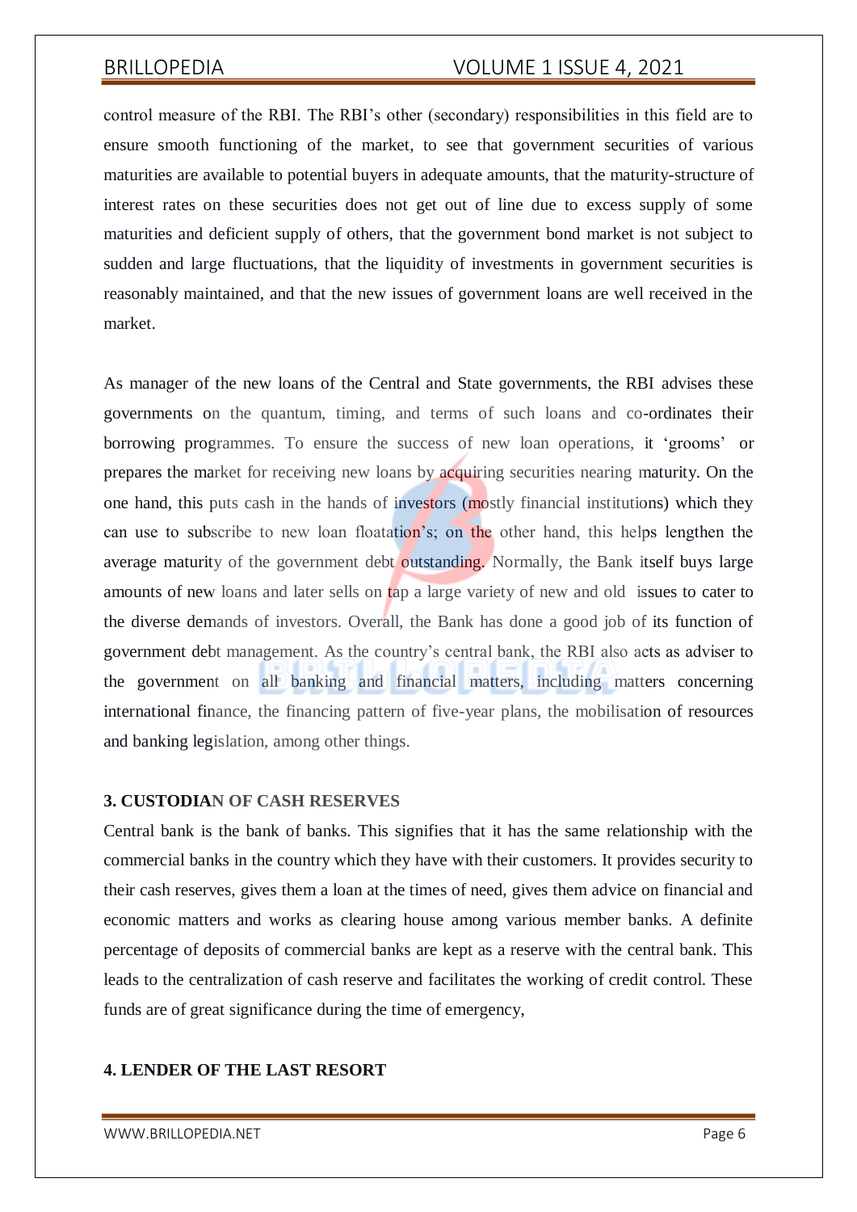control measure of the RBI. The RBI's other (secondary) responsibilities in this field are to ensure smooth functioning of the market, to see that government securities of various maturities are available to potential buyers in adequate amounts, that the maturity-structure of interest rates on these securities does not get out of line due to excess supply of some maturities and deficient supply of others, that the government bond market is not subject to sudden and large fluctuations, that the liquidity of investments in government securities is reasonably maintained, and that the new issues of government loans are well received in the market.

As manager of the new loans of the Central and State governments, the RBI advises these governments on the quantum, timing, and terms of such loans and co-ordinates their borrowing programmes. To ensure the success of new loan operations, it 'grooms' or prepares the market for receiving new loans by acquiring securities nearing maturity. On the one hand, this puts cash in the hands of investors (mostly financial institutions) which they can use to subscribe to new loan floatation's; on the other hand, this helps lengthen the average maturity of the government debt outstanding. Normally, the Bank itself buys large amounts of new loans and later sells on tap a large variety of new and old issues to cater to the diverse demands of investors. Overall, the Bank has done a good job of its function of government debt management. As the country's central bank, the RBI also acts as adviser to the government on all banking and financial matters, including matters concerning international finance, the financing pattern of five-year plans, the mobilisation of resources and banking legislation, among other things.

**3. CUSTODIAN OF CASH RESERVES**

Central bank is the bank of banks. This signifies that it has the same relationship with the commercial banks in the country which they have with their customers. It provides security to their cash reserves, gives them a loan at the times of need, gives them advice on financial and economic matters and works as clearing house among various member banks. A definite percentage of deposits of commercial banks are kept as a reserve with the central bank. This leads to the centralization of cash reserve and facilitates the working of credit control. These funds are of great significance during the time of emergency,

**4. LENDER OF THE LAST RESORT**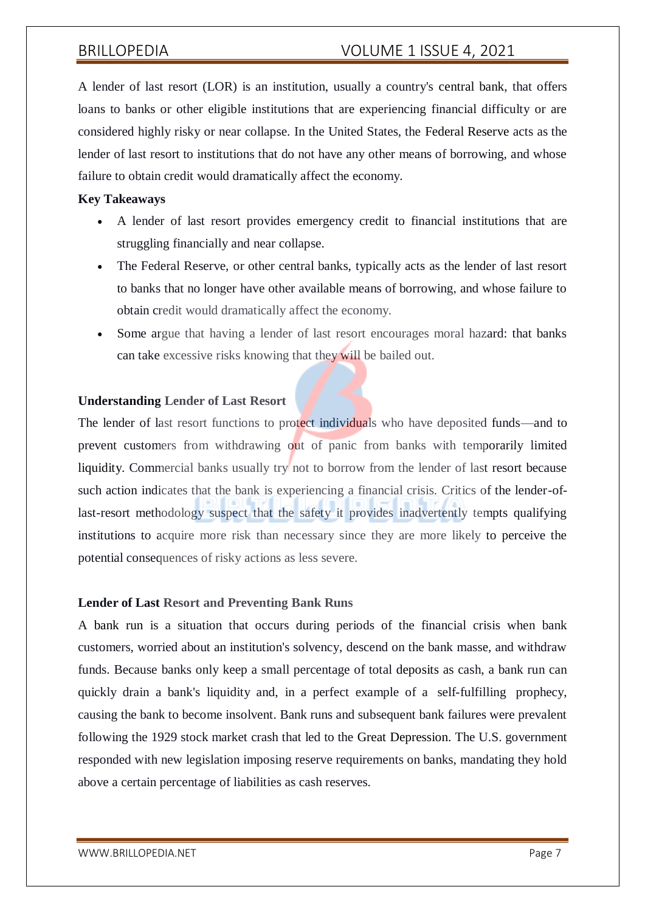A lender of last resort (LOR) is an institution, usually a country's central bank, that offers loans to banks or other eligible institutions that are experiencing financial difficulty or are considered highly risky or near collapse. In the United States, the Federal Reserve acts as the lender of last resort to institutions that do not have any other means of borrowing, and whose failure to obtain credit would dramatically affect the economy.

**Key Takeaways**

- A lender of last resort provides emergency credit to financial institutions that are struggling financially and near collapse.
- The Federal Reserve, or other central banks, typically acts as the lender of last resort to banks that no longer have other available means of borrowing, and whose failure to obtain credit would dramatically affect the economy.
- Some argue that having a lender of last resort encourages moral hazard: that banks can take excessive risks knowing that they will be bailed out.

**Understanding Lender of Last Resort**

The lender of last resort functions to protect individuals who have deposited funds—and to prevent customers from withdrawing out of panic from banks with temporarily limited liquidity. Commercial banks usually try not to borrow from the lender of last resort because such action indicates that the bank is experiencing a financial crisis. Critics of the lender-of-last-resort methodology suspect that the safety it provides inadvertently tempts qualifying institutions to acquire more risk than necessary since they are more likely to perceive the potential consequences of risky actions as less severe.

**Lender of Last Resort and Preventing Bank Runs**

A bank run is a situation that occurs during periods of the financial crisis when bank customers, worried about an institution's solvency, descend on the bank masse, and withdraw funds. Because banks only keep a small percentage of total deposits as cash, a bank run can quickly drain a bank's liquidity and, in a perfect example of a self-fulfilling prophecy, causing the bank to become insolvent. Bank runs and subsequent bank failures were prevalent following the 1929 stock market crash that led to the Great Depression. The U.S. government responded with new legislation imposing reserve requirements on banks, mandating they hold above a certain percentage of liabilities as cash reserves.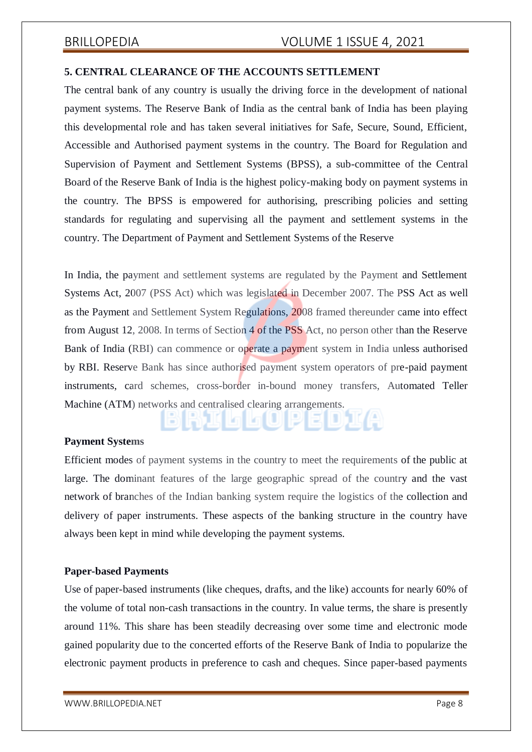### 5. CENTRAL CLEARANCE OF THE ACCOUNTS SETTLEMENT

The central bank of any country is usually the driving force in the development of national payment systems. The Reserve Bank of India as the central bank of India has been playing this developmental role and has taken several initiatives for Safe, Secure, Sound, Efficient, Accessible and Authorised payment systems in the country. The Board for Regulation and Supervision of Payment and Settlement Systems (BPSS), a sub-committee of the Central Board of the Reserve Bank of India is the highest policy-making body on payment systems in the country. The BPSS is empowered for authorising, prescribing policies and setting standards for regulating and supervising all the payment and settlement systems in the country. The Department of Payment and Settlement Systems of the Reserve

In India, the payment and settlement systems are regulated by the Payment and Settlement Systems Act, 2007 (PSS Act) which was legislated in December 2007. The PSS Act as well as the Payment and Settlement System Regulations, 2008 framed thereunder came into effect from August 12, 2008. In terms of Section 4 of the PSS Act, no person other than the Reserve Bank of India (RBI) can commence or operate a payment system in India unless authorised by RBI. Reserve Bank has since authorised payment system operators of pre-paid payment instruments, card schemes, cross-border in-bound money transfers, Automated Teller Machine (ATM) networks and centralised clearing arrangements.

**Payment Systems**

Efficient modes of payment systems in the country to meet the requirements of the public at large. The dominant features of the large geographic spread of the country and the vast network of branches of the Indian banking system require the logistics of the collection and delivery of paper instruments. These aspects of the banking structure in the country have always been kept in mind while developing the payment systems.

**Paper-based Payments**

Use of paper-based instruments (like cheques, drafts, and the like) accounts for nearly 60% of the volume of total non-cash transactions in the country. In value terms, the share is presently around 11%. This share has been steadily decreasing over some time and electronic mode gained popularity due to the concerted efforts of the Reserve Bank of India to popularize the electronic payment products in preference to cash and cheques. Since paper-based payments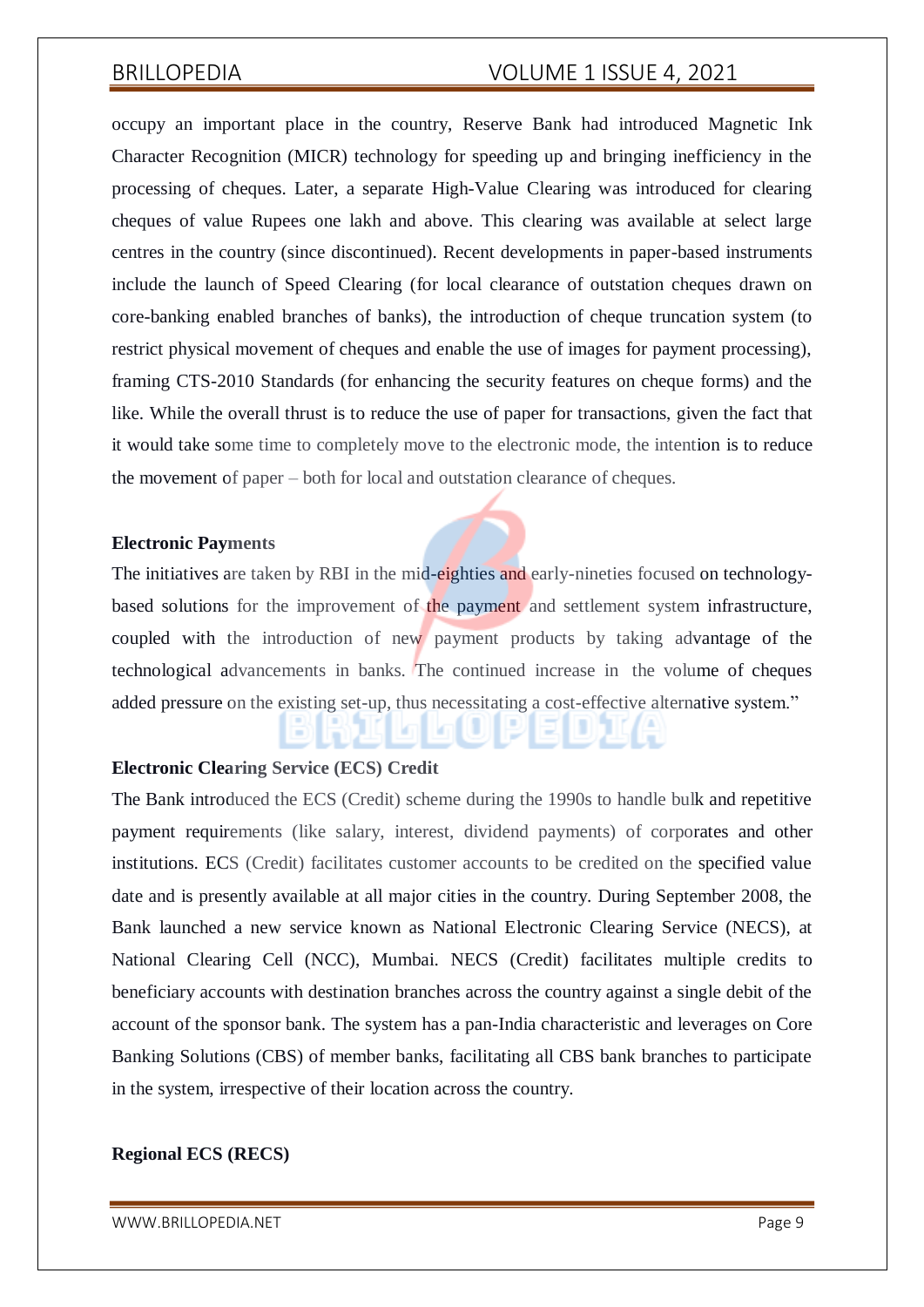occupy an important place in the country, Reserve Bank had introduced Magnetic Ink Character Recognition (MICR) technology for speeding up and bringing inefficiency in the processing of cheques. Later, a separate High-Value Clearing was introduced for clearing cheques of value Rupees one lakh and above. This clearing was available at select large centres in the country (since discontinued). Recent developments in paper-based instruments include the launch of Speed Clearing (for local clearance of outstation cheques drawn on core-banking enabled branches of banks), the introduction of cheque truncation system (to restrict physical movement of cheques and enable the use of images for payment processing), framing CTS-2010 Standards (for enhancing the security features on cheque forms) and the like. While the overall thrust is to reduce the use of paper for transactions, given the fact that it would take some time to completely move to the electronic mode, the intention is to reduce the movement of paper – both for local and outstation clearance of cheques.

**Electronic Payments**

The initiatives are taken by RBI in the mid-eighties and early-nineties focused on technology-based solutions for the improvement of the payment and settlement system infrastructure, coupled with the introduction of new payment products by taking advantage of the technological advancements in banks. The continued increase in the volume of cheques added pressure on the existing set-up, thus necessitating a cost-effective alternative system."

**Electronic Clearing Service (ECS) Credit**

The Bank introduced the ECS (Credit) scheme during the 1990s to handle bulk and repetitive payment requirements (like salary, interest, dividend payments) of corporates and other institutions. ECS (Credit) facilitates customer accounts to be credited on the specified value date and is presently available at all major cities in the country. During September 2008, the Bank launched a new service known as National Electronic Clearing Service (NECS), at National Clearing Cell (NCC), Mumbai. NECS (Credit) facilitates multiple credits to beneficiary accounts with destination branches across the country against a single debit of the account of the sponsor bank. The system has a pan-India characteristic and leverages on Core Banking Solutions (CBS) of member banks, facilitating all CBS bank branches to participate in the system, irrespective of their location across the country.

**Regional ECS (RECS)**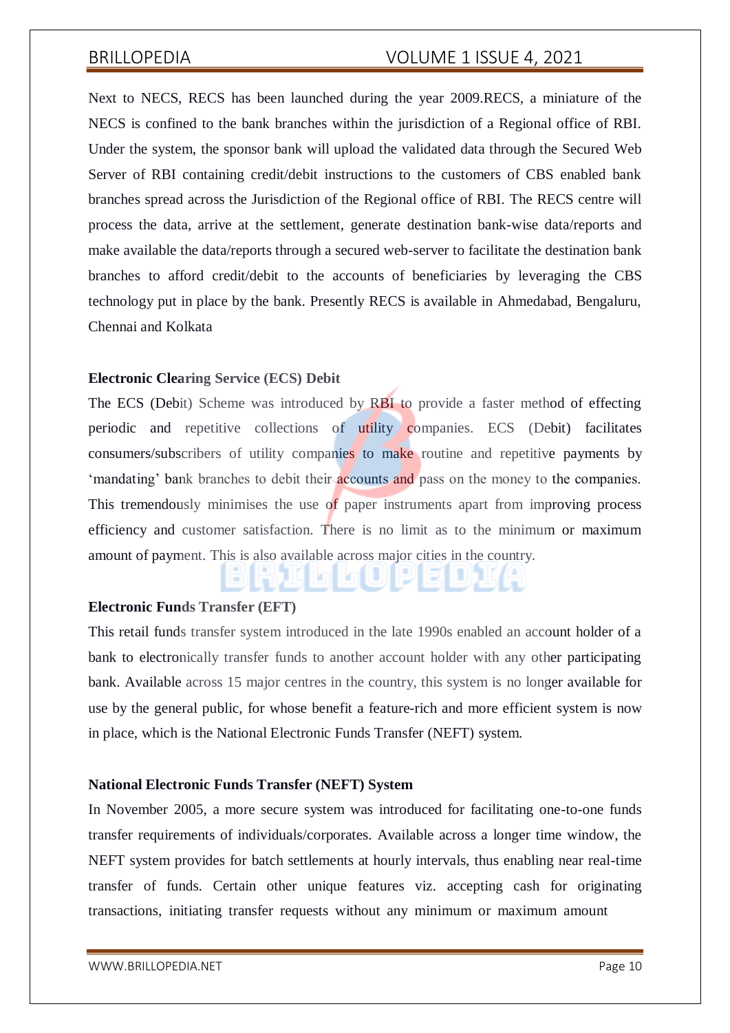Next to NECS, RECS has been launched during the year 2009.RECS, a miniature of the NECS is confined to the bank branches within the jurisdiction of a Regional office of RBI. Under the system, the sponsor bank will upload the validated data through the Secured Web Server of RBI containing credit/debit instructions to the customers of CBS enabled bank branches spread across the Jurisdiction of the Regional office of RBI. The RECS centre will process the data, arrive at the settlement, generate destination bank-wise data/reports and make available the data/reports through a secured web-server to facilitate the destination bank branches to afford credit/debit to the accounts of beneficiaries by leveraging the CBS technology put in place by the bank. Presently RECS is available in Ahmedabad, Bengaluru, Chennai and Kolkata

**Electronic Clearing Service (ECS) Debit**

The ECS (Debit) Scheme was introduced by RBI to provide a faster method of effecting periodic and repetitive collections of utility companies. ECS (Debit) facilitates consumers/subscribers of utility companies to make routine and repetitive payments by 'mandating' bank branches to debit their accounts and pass on the money to the companies. This tremendously minimises the use of paper instruments apart from improving process efficiency and customer satisfaction. There is no limit as to the minimum or maximum amount of payment. This is also available across major cities in the country.

**Electronic Funds Transfer (EFT)**

This retail funds transfer system introduced in the late 1990s enabled an account holder of a bank to electronically transfer funds to another account holder with any other participating bank. Available across 15 major centres in the country, this system is no longer available for use by the general public, for whose benefit a feature-rich and more efficient system is now in place, which is the National Electronic Funds Transfer (NEFT) system.

**National Electronic Funds Transfer (NEFT) System**

In November 2005, a more secure system was introduced for facilitating one-to-one funds transfer requirements of individuals/corporates. Available across a longer time window, the NEFT system provides for batch settlements at hourly intervals, thus enabling near real-time transfer of funds. Certain other unique features viz. accepting cash for originating transactions, initiating transfer requests without any minimum or maximum amount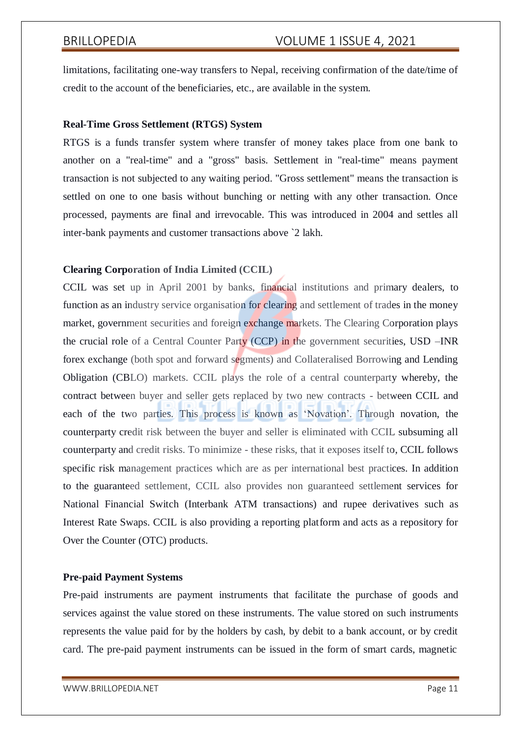limitations, facilitating one-way transfers to Nepal, receiving confirmation of the date/time of credit to the account of the beneficiaries, etc., are available in the system.

**Real-Time Gross Settlement (RTGS) System**

RTGS is a funds transfer system where transfer of money takes place from one bank to another on a "real-time" and a "gross" basis. Settlement in "real-time" means payment transaction is not subjected to any waiting period. "Gross settlement" means the transaction is settled on one to one basis without bunching or netting with any other transaction. Once processed, payments are final and irrevocable. This was introduced in 2004 and settles all inter-bank payments and customer transactions above `2 lakh.

**Clearing Corporation of India Limited (CCIL)**

CCIL was set up in April 2001 by banks, financial institutions and primary dealers, to function as an industry service organisation for clearing and settlement of trades in the money market, government securities and foreign exchange markets. The Clearing Corporation plays the crucial role of a Central Counter Party (CCP) in the government securities, USD –INR forex exchange (both spot and forward segments) and Collateralised Borrowing and Lending Obligation (CBLO) markets. CCIL plays the role of a central counterparty whereby, the contract between buyer and seller gets replaced by two new contracts - between CCIL and each of the two parties. This process is known as 'Novation'. Through novation, the counterparty credit risk between the buyer and seller is eliminated with CCIL subsuming all counterparty and credit risks. To minimize - these risks, that it exposes itself to, CCIL follows specific risk management practices which are as per international best practices. In addition to the guaranteed settlement, CCIL also provides non guaranteed settlement services for National Financial Switch (Interbank ATM transactions) and rupee derivatives such as Interest Rate Swaps. CCIL is also providing a reporting platform and acts as a repository for Over the Counter (OTC) products.

**Pre-paid Payment Systems**

Pre-paid instruments are payment instruments that facilitate the purchase of goods and services against the value stored on these instruments. The value stored on such instruments represents the value paid for by the holders by cash, by debit to a bank account, or by credit card. The pre-paid payment instruments can be issued in the form of smart cards, magnetic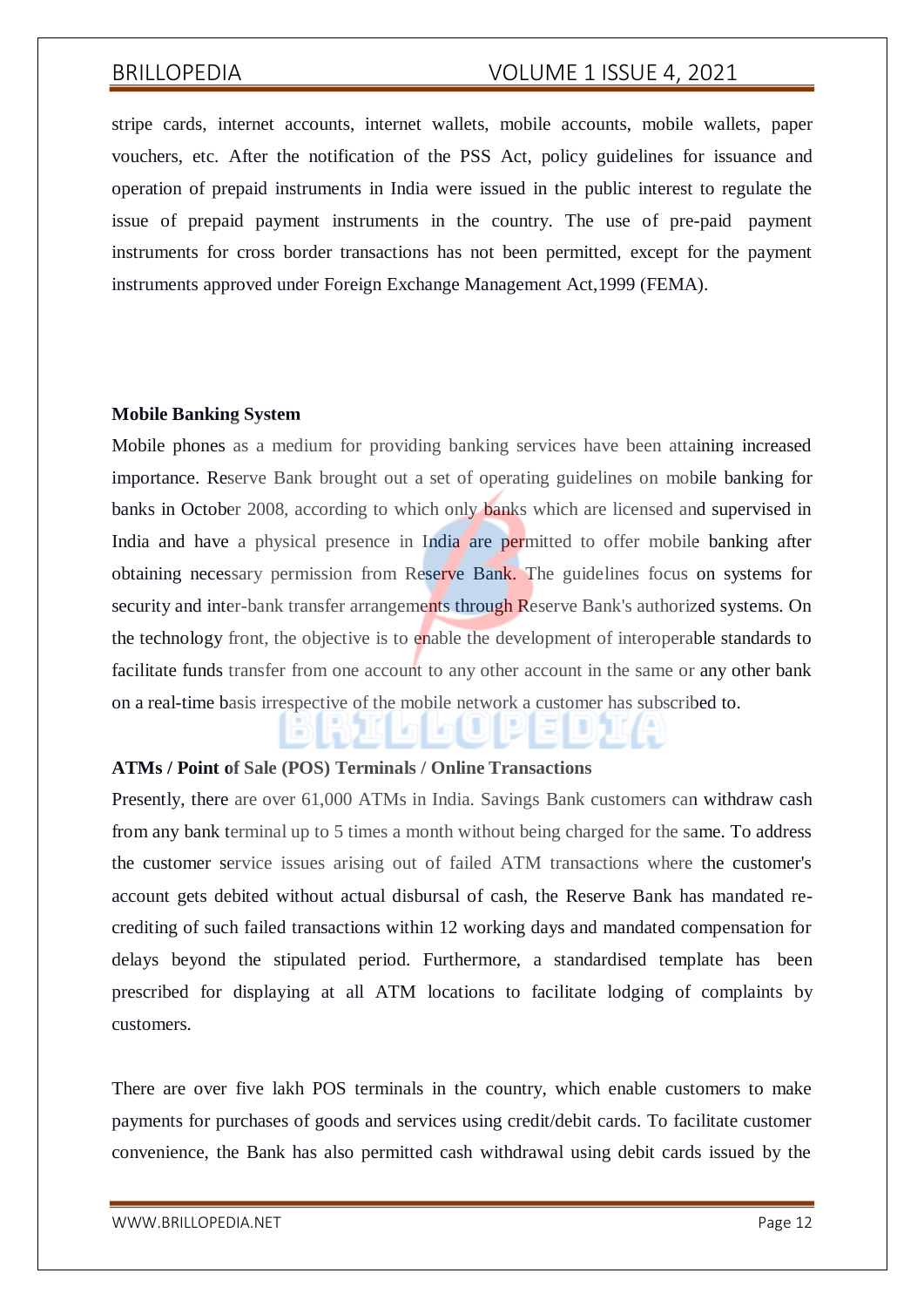stripe cards, internet accounts, internet wallets, mobile accounts, mobile wallets, paper vouchers, etc. After the notification of the PSS Act, policy guidelines for issuance and operation of prepaid instruments in India were issued in the public interest to regulate the issue of prepaid payment instruments in the country. The use of pre-paid payment instruments for cross border transactions has not been permitted, except for the payment instruments approved under Foreign Exchange Management Act,1999 (FEMA).

**Mobile Banking System**

Mobile phones as a medium for providing banking services have been attaining increased importance. Reserve Bank brought out a set of operating guidelines on mobile banking for banks in October 2008, according to which only banks which are licensed and supervised in India and have a physical presence in India are permitted to offer mobile banking after obtaining necessary permission from Reserve Bank. The guidelines focus on systems for security and inter-bank transfer arrangements through Reserve Bank's authorized systems. On the technology front, the objective is to enable the development of interoperable standards to facilitate funds transfer from one account to any other account in the same or any other bank on a real-time basis irrespective of the mobile network a customer has subscribed to.

**ATMs / Point of Sale (POS) Terminals / Online Transactions**

Presently, there are over 61,000 ATMs in India. Savings Bank customers can withdraw cash from any bank terminal up to 5 times a month without being charged for the same. To address the customer service issues arising out of failed ATM transactions where the customer's account gets debited without actual disbursal of cash, the Reserve Bank has mandated re-crediting of such failed transactions within 12 working days and mandated compensation for delays beyond the stipulated period. Furthermore, a standardised template has been prescribed for displaying at all ATM locations to facilitate lodging of complaints by customers.

There are over five lakh POS terminals in the country, which enable customers to make payments for purchases of goods and services using credit/debit cards. To facilitate customer convenience, the Bank has also permitted cash withdrawal using debit cards issued by the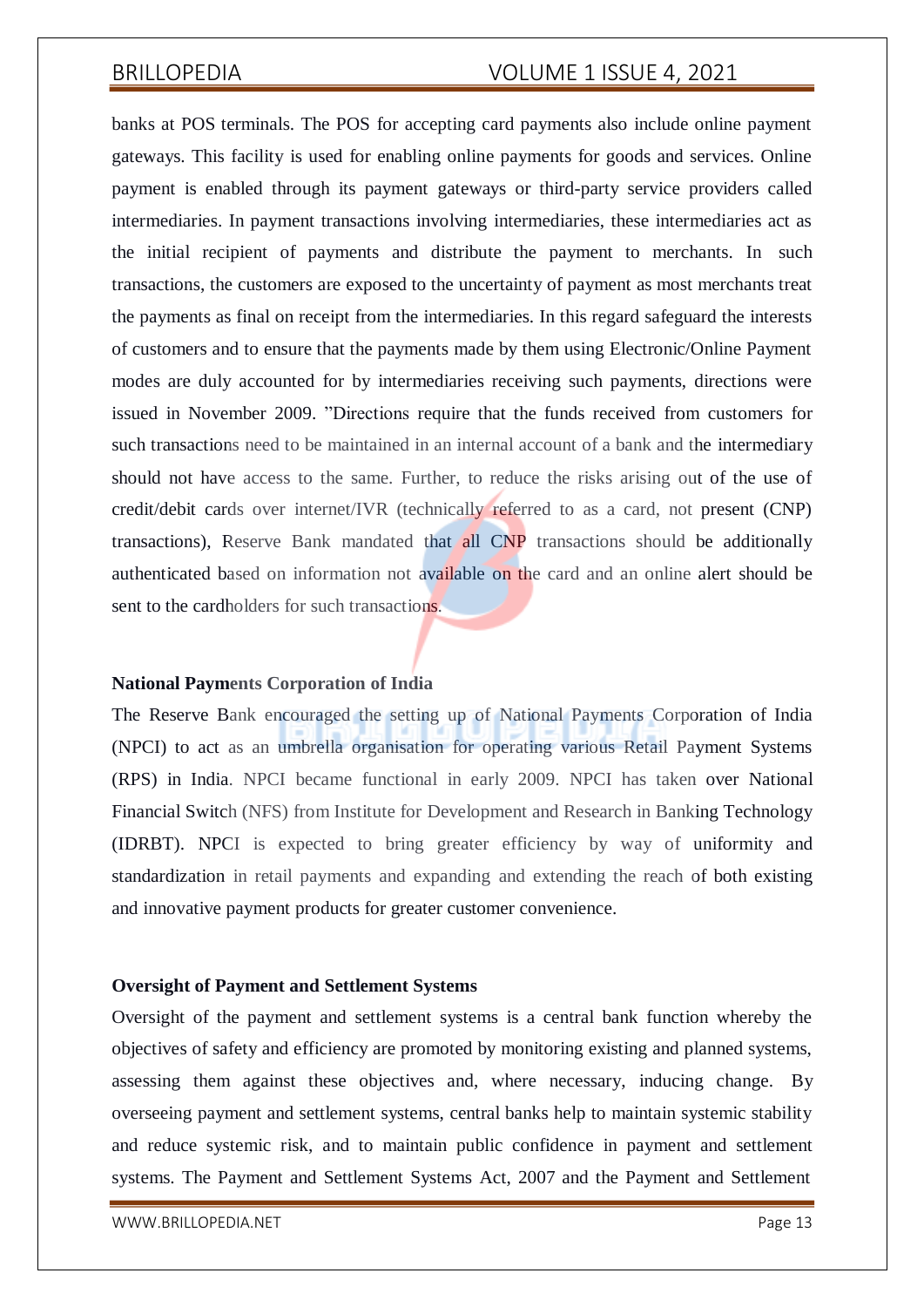banks at POS terminals. The POS for accepting card payments also include online payment gateways. This facility is used for enabling online payments for goods and services. Online payment is enabled through its payment gateways or third-party service providers called intermediaries. In payment transactions involving intermediaries, these intermediaries act as the initial recipient of payments and distribute the payment to merchants. In such transactions, the customers are exposed to the uncertainty of payment as most merchants treat the payments as final on receipt from the intermediaries. In this regard safeguard the interests of customers and to ensure that the payments made by them using Electronic/Online Payment modes are duly accounted for by intermediaries receiving such payments, directions were issued in November 2009. "Directions require that the funds received from customers for such transactions need to be maintained in an internal account of a bank and the intermediary should not have access to the same. Further, to reduce the risks arising out of the use of credit/debit cards over internet/IVR (technically referred to as a card, not present (CNP) transactions), Reserve Bank mandated that all CNP transactions should be additionally authenticated based on information not available on the card and an online alert should be sent to the cardholders for such transactions.

**National Payments Corporation of India**

The Reserve Bank encouraged the setting up of National Payments Corporation of India (NPCI) to act as an umbrella organisation for operating various Retail Payment Systems (RPS) in India. NPCI became functional in early 2009. NPCI has taken over National Financial Switch (NFS) from Institute for Development and Research in Banking Technology (IDRBT). NPCI is expected to bring greater efficiency by way of uniformity and standardization in retail payments and expanding and extending the reach of both existing and innovative payment products for greater customer convenience.

**Oversight of Payment and Settlement Systems**

Oversight of the payment and settlement systems is a central bank function whereby the objectives of safety and efficiency are promoted by monitoring existing and planned systems, assessing them against these objectives and, where necessary, inducing change. By overseeing payment and settlement systems, central banks help to maintain systemic stability and reduce systemic risk, and to maintain public confidence in payment and settlement systems. The Payment and Settlement Systems Act, 2007 and the Payment and Settlement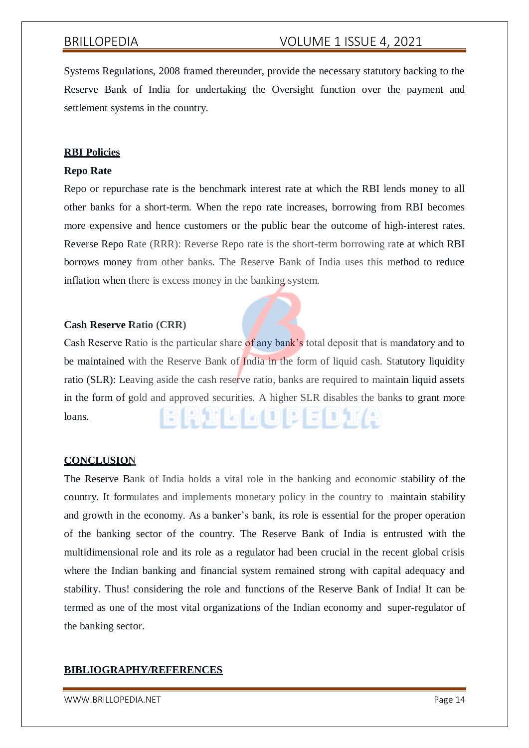Systems Regulations, 2008 framed thereunder, provide the necessary statutory backing to the Reserve Bank of India for undertaking the Oversight function over the payment and settlement systems in the country.

## RBI Policies

### Repo Rate

Repo or repurchase rate is the benchmark interest rate at which the RBI lends money to all other banks for a short-term. When the repo rate increases, borrowing from RBI becomes more expensive and hence customers or the public bear the outcome of high-interest rates. Reverse Repo Rate (RRR): Reverse Repo rate is the short-term borrowing rate at which RBI borrows money from other banks. The Reserve Bank of India uses this method to reduce inflation when there is excess money in the banking system.

### Cash Reserve Ratio (CRR)

Cash Reserve Ratio is the particular share of any bank's total deposit that is mandatory and to be maintained with the Reserve Bank of India in the form of liquid cash. Statutory liquidity ratio (SLR): Leaving aside the cash reserve ratio, banks are required to maintain liquid assets in the form of gold and approved securities. A higher SLR disables the banks to grant more loans.

## CONCLUSION

The Reserve Bank of India holds a vital role in the banking and economic stability of the country. It formulates and implements monetary policy in the country to maintain stability and growth in the economy. As a banker's bank, its role is essential for the proper operation of the banking sector of the country. The Reserve Bank of India is entrusted with the multidimensional role and its role as a regulator had been crucial in the recent global crisis where the Indian banking and financial system remained strong with capital adequacy and stability. Thus! considering the role and functions of the Reserve Bank of India! It can be termed as one of the most vital organizations of the Indian economy and super-regulator of the banking sector.

## BIBLIOGRAPHY/REFERENCES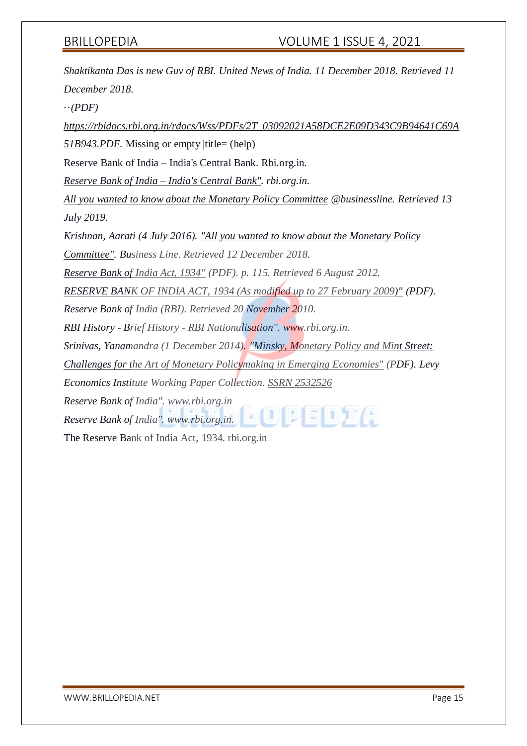*Shaktikanta Das is new Guv of RBI. United News of India. 11 December 2018. Retrieved 11 December 2018.*

*· ·(PDF)*

*https://rbidocs.rbi.org.in/rdocs/Wss/PDFs/2T_03092021A58DCE2E09D343C9B94641C69A51B943.PDF.* Missing or empty |title= (help)

Reserve Bank of India – India's Central Bank. Rbi.org.in.

*Reserve Bank of India – India's Central Bank". rbi.org.in.*

*All you wanted to know about the Monetary Policy Committee @businessline. Retrieved 13 July 2019.*

*Krishnan, Aarati (4 July 2016). "All you wanted to know about the Monetary Policy Committee". Business Line. Retrieved 12 December 2018.*

*Reserve Bank of India Act, 1934" (PDF). p. 115. Retrieved 6 August 2012.*

*RESERVE BANK OF INDIA ACT, 1934 (As modified up to 27 February 2009)" (PDF). Reserve Bank of India (RBI). Retrieved 20 November 2010.*

*RBI History - Brief History - RBI Nationalisation". www.rbi.org.in.*

*Srinivas, Yanamandra (1 December 2014). "Minsky, Monetary Policy and Mint Street: Challenges for the Art of Monetary Policymaking in Emerging Economies" (PDF). Levy Economics Institute Working Paper Collection. SSRN 2532526*

*Reserve Bank of India". www.rbi.org.in*

*Reserve Bank of India". www.rbi.org.in.*

The Reserve Bank of India Act, 1934. rbi.org.in